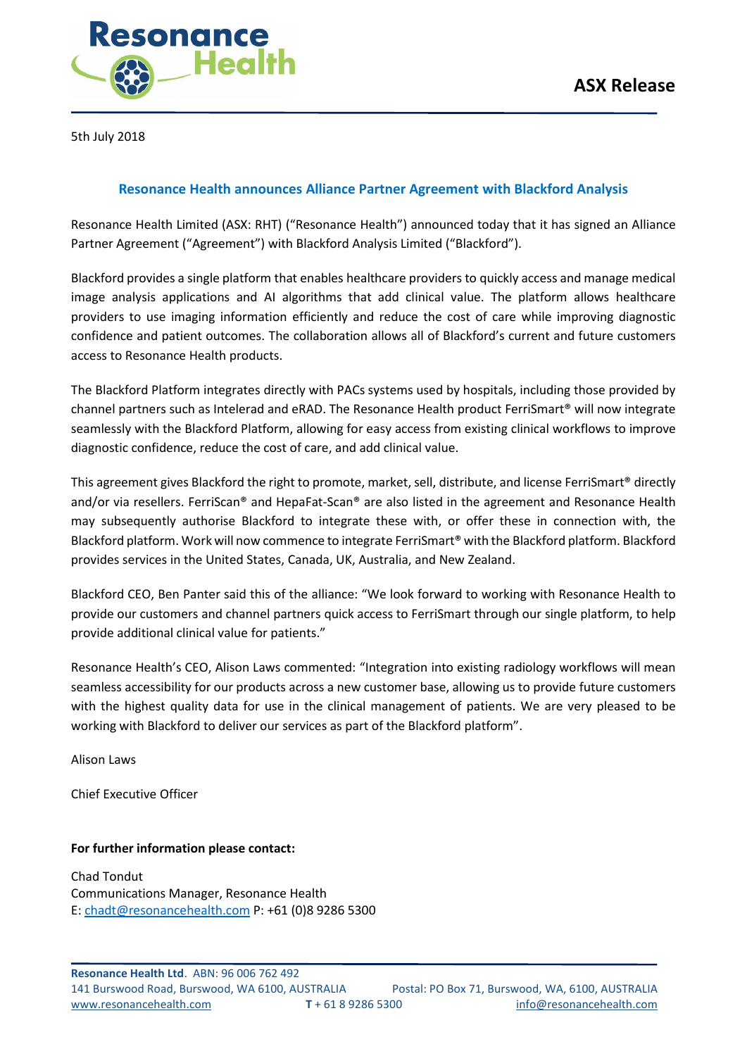**ASX Release**

5th July 2018

## Resonance Health announces Alliance Partner Agreement with Blackford Analysis

Resonance Health Limited (ASX: RHT) ("Resonance Health") announced today that it has signed an Alliance Partner Agreement ("Agreement") with Blackford Analysis Limited ("Blackford").

Blackford provides a single platform that enables healthcare providers to quickly access and manage medical image analysis applications and AI algorithms that add clinical value. The platform allows healthcare providers to use imaging information efficiently and reduce the cost of care while improving diagnostic confidence and patient outcomes. The collaboration allows all of Blackford's current and future customers access to Resonance Health products.

The Blackford Platform integrates directly with PACs systems used by hospitals, including those provided by channel partners such as Intelerad and eRAD. The Resonance Health product FerriSmart® will now integrate seamlessly with the Blackford Platform, allowing for easy access from existing clinical workflows to improve diagnostic confidence, reduce the cost of care, and add clinical value.

This agreement gives Blackford the right to promote, market, sell, distribute, and license FerriSmart® directly and/or via resellers. FerriScan® and HepaFat-Scan® are also listed in the agreement and Resonance Health may subsequently authorise Blackford to integrate these with, or offer these in connection with, the Blackford platform. Work will now commence to integrate FerriSmart® with the Blackford platform. Blackford provides services in the United States, Canada, UK, Australia, and New Zealand.

Blackford CEO, Ben Panter said this of the alliance: "We look forward to working with Resonance Health to provide our customers and channel partners quick access to FerriSmart through our single platform, to help provide additional clinical value for patients."

Resonance Health's CEO, Alison Laws commented: "Integration into existing radiology workflows will mean seamless accessibility for our products across a new customer base, allowing us to provide future customers with the highest quality data for use in the clinical management of patients. We are very pleased to be working with Blackford to deliver our services as part of the Blackford platform".

Alison Laws

Chief Executive Officer

**For further information please contact:**

Chad Tondut
Communications Manager, Resonance Health
E: chadt@resonancehealth.com P: +61 (0)8 9286 5300

**Resonance Health Ltd**. ABN: 96 006 762 492
141 Burswood Road, Burswood, WA 6100, AUSTRALIA Postal: PO Box 71, Burswood, WA, 6100, AUSTRALIA
www.resonancehealth.com **T** + 61 8 9286 5300 info@resonancehealth.com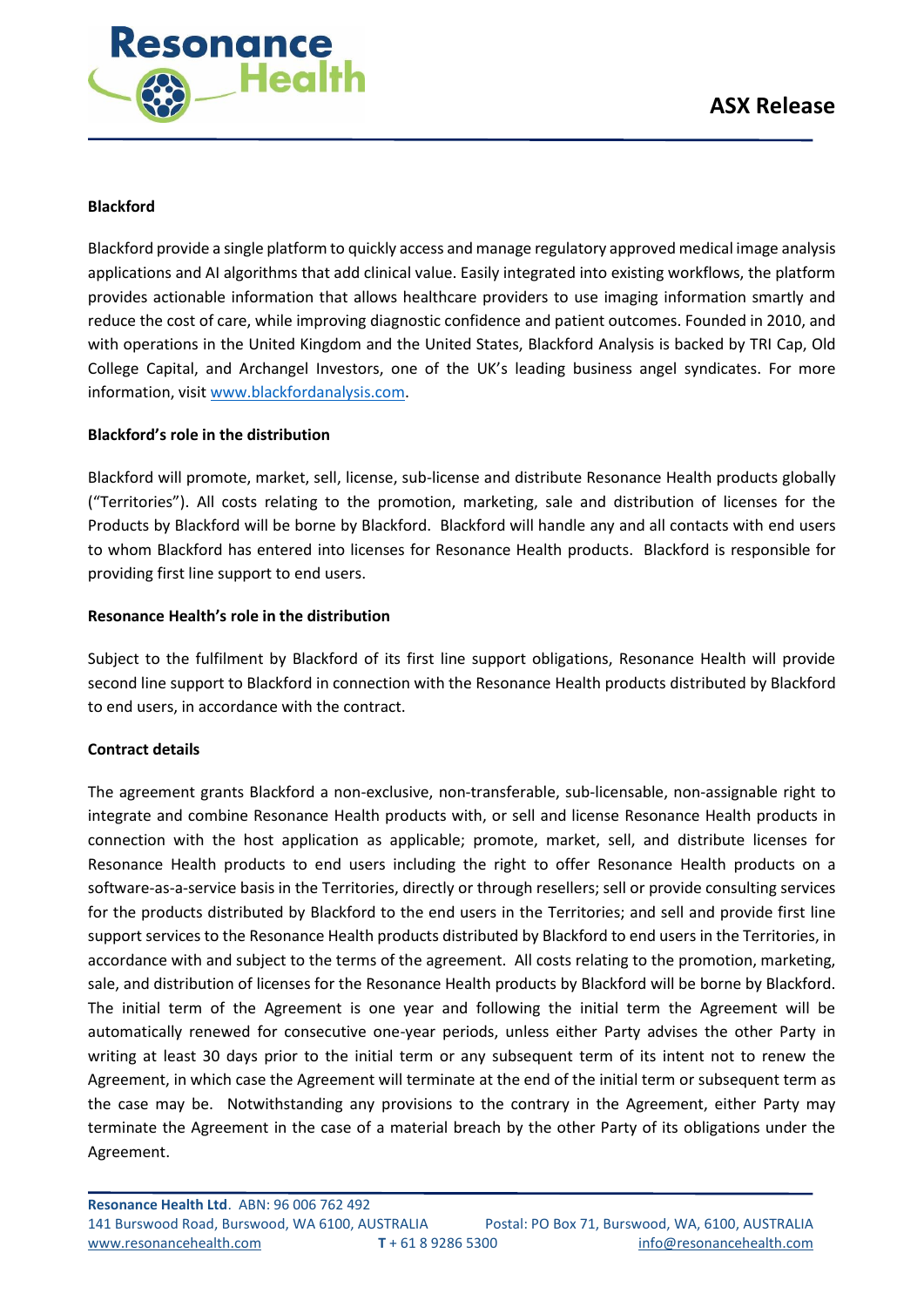**Blackford**

Blackford provide a single platform to quickly access and manage regulatory approved medical image analysis applications and AI algorithms that add clinical value. Easily integrated into existing workflows, the platform provides actionable information that allows healthcare providers to use imaging information smartly and reduce the cost of care, while improving diagnostic confidence and patient outcomes. Founded in 2010, and with operations in the United Kingdom and the United States, Blackford Analysis is backed by TRI Cap, Old College Capital, and Archangel Investors, one of the UK's leading business angel syndicates. For more information, visit [www.blackfordanalysis.com](http://www.blackfordanalysis.com).

**Blackford's role in the distribution**

Blackford will promote, market, sell, license, sub-license and distribute Resonance Health products globally ("Territories"). All costs relating to the promotion, marketing, sale and distribution of licenses for the Products by Blackford will be borne by Blackford. Blackford will handle any and all contacts with end users to whom Blackford has entered into licenses for Resonance Health products. Blackford is responsible for providing first line support to end users.

**Resonance Health's role in the distribution**

Subject to the fulfilment by Blackford of its first line support obligations, Resonance Health will provide second line support to Blackford in connection with the Resonance Health products distributed by Blackford to end users, in accordance with the contract.

**Contract details**

The agreement grants Blackford a non-exclusive, non-transferable, sub-licensable, non-assignable right to integrate and combine Resonance Health products with, or sell and license Resonance Health products in connection with the host application as applicable; promote, market, sell, and distribute licenses for Resonance Health products to end users including the right to offer Resonance Health products on a software-as-a-service basis in the Territories, directly or through resellers; sell or provide consulting services for the products distributed by Blackford to the end users in the Territories; and sell and provide first line support services to the Resonance Health products distributed by Blackford to end users in the Territories, in accordance with and subject to the terms of the agreement. All costs relating to the promotion, marketing, sale, and distribution of licenses for the Resonance Health products by Blackford will be borne by Blackford. The initial term of the Agreement is one year and following the initial term the Agreement will be automatically renewed for consecutive one-year periods, unless either Party advises the other Party in writing at least 30 days prior to the initial term or any subsequent term of its intent not to renew the Agreement, in which case the Agreement will terminate at the end of the initial term or subsequent term as the case may be. Notwithstanding any provisions to the contrary in the Agreement, either Party may terminate the Agreement in the case of a material breach by the other Party of its obligations under the Agreement.